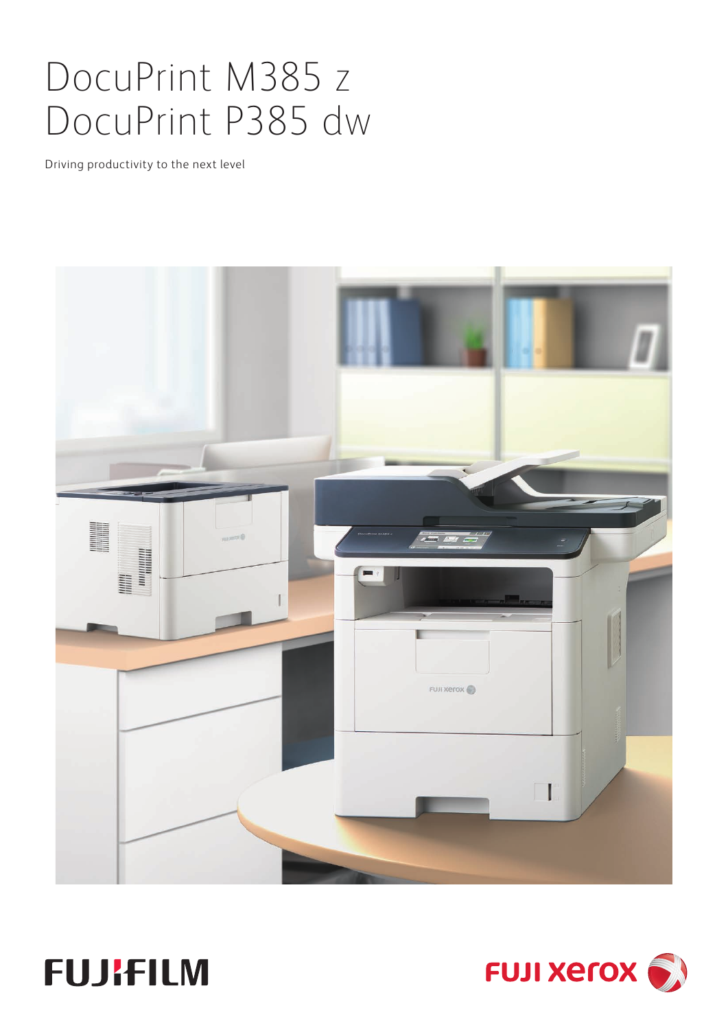# DocuPrint M385 z
# DocuPrint P385 dw

Driving productivity to the next level

FUJIFILM

FUJI xerox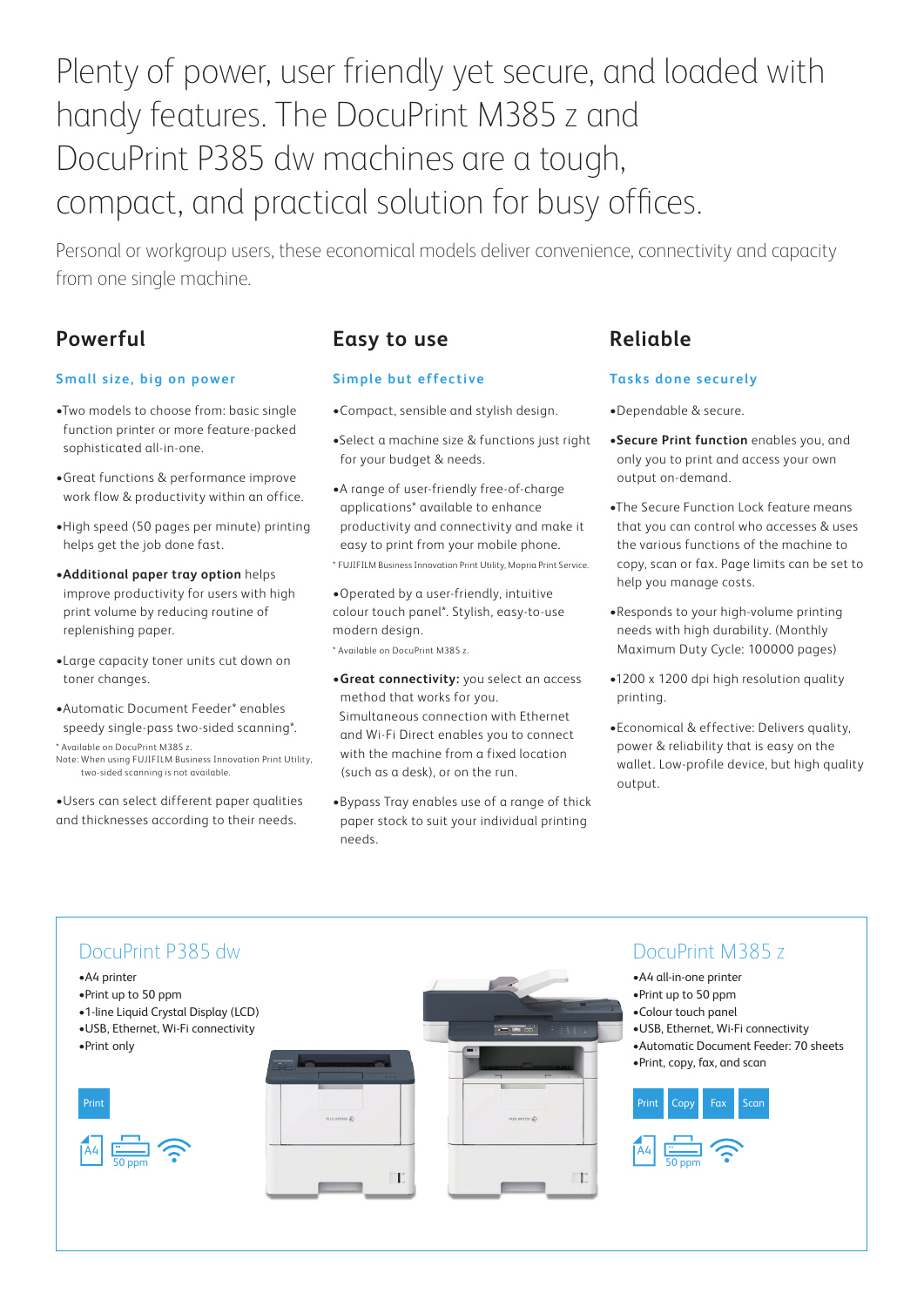# Plenty of power, user friendly yet secure, and loaded with handy features. The DocuPrint M385 z and DocuPrint P385 dw machines are a tough, compact, and practical solution for busy offices.

Personal or workgroup users, these economical models deliver convenience, connectivity and capacity from one single machine.

## Powerful

### Small size, big on power

- Two models to choose from: basic single function printer or more feature-packed sophisticated all-in-one.
- Great functions & performance improve work flow & productivity within an office.
- High speed (50 pages per minute) printing helps get the job done fast.
- **Additional paper tray option** helps improve productivity for users with high print volume by reducing routine of replenishing paper.
- Large capacity toner units cut down on toner changes.
- Automatic Document Feeder* enables speedy single-pass two-sided scanning*.

\* Available on DocuPrint M385 z.
Note: When using FUJIFILM Business Innovation Print Utility, two-sided scanning is not available.

- Users can select different paper qualities and thicknesses according to their needs.

## Easy to use

### Simple but effective

- Compact, sensible and stylish design.
- Select a machine size & functions just right for your budget & needs.
- A range of user-friendly free-of-charge applications* available to enhance productivity and connectivity and make it easy to print from your mobile phone.

\* FUJIFILM Business Innovation Print Utility, Mopria Print Service.

- Operated by a user-friendly, intuitive colour touch panel*. Stylish, easy-to-use modern design.

\* Available on DocuPrint M385 z.

- **Great connectivity:** you select an access method that works for you. Simultaneous connection with Ethernet and Wi-Fi Direct enables you to connect with the machine from a fixed location (such as a desk), or on the run.
- Bypass Tray enables use of a range of thick paper stock to suit your individual printing needs.

## Reliable

### Tasks done securely

- Dependable & secure.
- **Secure Print function** enables you, and only you to print and access your own output on-demand.
- The Secure Function Lock feature means that you can control who accesses & uses the various functions of the machine to copy, scan or fax. Page limits can be set to help you manage costs.
- Responds to your high-volume printing needs with high durability. (Monthly Maximum Duty Cycle: 100000 pages)
- 1200 x 1200 dpi high resolution quality printing.
- Economical & effective: Delivers quality, power & reliability that is easy on the wallet. Low-profile device, but high quality output.

## DocuPrint P385 dw

- A4 printer
- Print up to 50 ppm
- 1-line Liquid Crystal Display (LCD)
- USB, Ethernet, Wi-Fi connectivity
- Print only

Print

A4 50 ppm

## DocuPrint M385 z

- A4 all-in-one printer
- Print up to 50 ppm
- Colour touch panel
- USB, Ethernet, Wi-Fi connectivity
- Automatic Document Feeder: 70 sheets
- Print, copy, fax, and scan

Print Copy Fax Scan

A4 50 ppm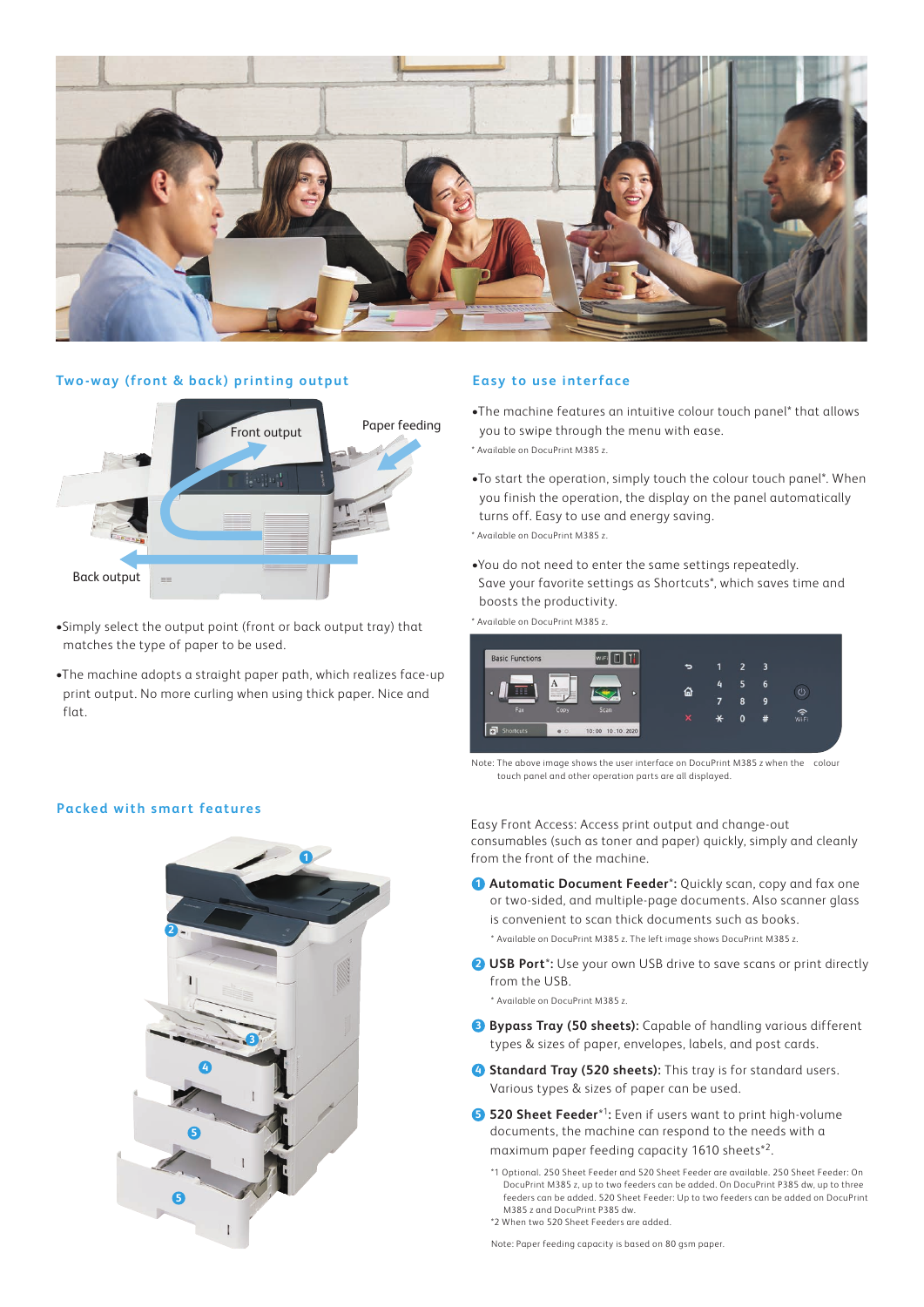## Two-way (front & back) printing output

Front output

Paper feeding

Back output

- Simply select the output point (front or back output tray) that matches the type of paper to be used.
- The machine adopts a straight paper path, which realizes face-up print output. No more curling when using thick paper. Nice and flat.

## Easy to use interface

- The machine features an intuitive colour touch panel* that allows you to swipe through the menu with ease.

\* Available on DocuPrint M385 z.

- To start the operation, simply touch the colour touch panel*. When you finish the operation, the display on the panel automatically turns off. Easy to use and energy saving.

\* Available on DocuPrint M385 z.

- You do not need to enter the same settings repeatedly. Save your favorite settings as Shortcuts*, which saves time and boosts the productivity.

\* Available on DocuPrint M385 z.

Note: The above image shows the user interface on DocuPrint M385 z when the colour touch panel and other operation parts are all displayed.

## Packed with smart features

Easy Front Access: Access print output and change-out consumables (such as toner and paper) quickly, simply and cleanly from the front of the machine.

1. **Automatic Document Feeder\*:** Quickly scan, copy and fax one or two-sided, and multiple-page documents. Also scanner glass is convenient to scan thick documents such as books.

   \* Available on DocuPrint M385 z. The left image shows DocuPrint M385 z.

2. **USB Port\*:** Use your own USB drive to save scans or print directly from the USB.

   \* Available on DocuPrint M385 z.

3. **Bypass Tray (50 sheets):** Capable of handling various different types & sizes of paper, envelopes, labels, and post cards.

4. **Standard Tray (520 sheets):** This tray is for standard users. Various types & sizes of paper can be used.

5. **520 Sheet Feeder\*1:** Even if users want to print high-volume documents, the machine can respond to the needs with a maximum paper feeding capacity 1610 sheets\*2.

   \*1 Optional. 250 Sheet Feeder and 520 Sheet Feeder are available. 250 Sheet Feeder: On DocuPrint M385 z, up to two feeders can be added. On DocuPrint P385 dw, up to three feeders can be added. 520 Sheet Feeder: Up to two feeders can be added on DocuPrint M385 z and DocuPrint P385 dw.

   \*2 When two 520 Sheet Feeders are added.

   Note: Paper feeding capacity is based on 80 gsm paper.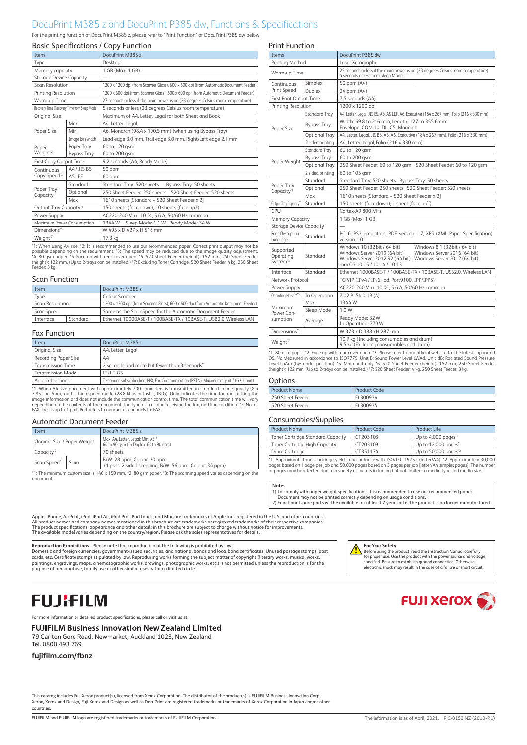# DocuPrint M385 z and DocuPrint P385 dw, Functions & Specifications

For the printing function of DocuPrint M385 z, please refer to "Print Function" of DocuPrint P385 dw below.

## Basic Specifications / Copy Function

| Item | | DocuPrint M385 z |
|---|---|---|
| Type | | Desktop |
| Memory capacity | | 1 GB (Max: 1 GB) |
| Storage Device Capacity | | — |
| Scan Resolution | | 1200 x 1200 dpi (from Scanner Glass), 600 x 600 dpi (from Automatic Document Feeder) |
| Printing Resolution | | 1200 x 600 dpi (from Scanner Glass), 600 x 600 dpi (from Automatic Document Feeder) |
| Warm-up Time | | 27 seconds or less if the main power is on (23 degrees Celsius room temperature) |
| Recovery Time (Recovery Time from Sleep Mode) | | 5 seconds or less (23 degrees Celsius room temperature) |
| Original Size | | Maximum of A4, Letter, Legal for both Sheet and Book |
| Paper Size | Max | A4, Letter, Legal |
| | Min | A6, Monarch (98.4 x 190.5 mm) (when using Bypass Tray) |
| | Image loss width*1 | Lead edge 3.0 mm, Trail edge 3.0 mm, Right/Left edge 2.1 mm |
| Paper Weight*2 | Paper Tray | 60 to 120 gsm |
| | Bypass Tray | 60 to 200 gsm |
| First Copy Output Time | | 9.2 seconds (A4, Ready Mode) |
| Continuous Copy Speed*3 | A4 / JIS B5 | 50 ppm |
| | A5 LEF | 60 ppm |
| Paper Tray Capacity*4 | Standard | Standard Tray: 520 sheets Bypass Tray: 50 sheets |
| | Optional | 250 Sheet Feeder: 250 sheets 520 Sheet Feeder: 520 sheets |
| | Max | 1610 sheets [Standard + 520 Sheet Feeder x 2] |
| Output Tray Capacity*4 | | 150 sheets (face down), 10 sheets (face up*5) |
| Power Supply | | AC220-240 V +/- 10 %, 5.6 A, 50/60 Hz common |
| Maximum Power Consumption | | 1344 W Sleep Mode: 1.1 W Ready Mode: 34 W |
| Dimensions*6 | | W 495 x D 427 x H 518 mm |
| Weight*7 | | 17.3 kg |

*1: When using A4 size. *2: It is recommended to use our recommended paper. Correct print output may not be possible depending on the requirement. *3: The speed may be reduced due to the image quality adjustment. *4: 80 gsm paper. *5: Face up with rear cover open. *6: 520 Sheet Feeder (height): 152 mm, 250 Sheet Feeder (height): 122 mm. (Up to 2-trays can be installed.) *7: Excluding Toner Cartridge. 520 Sheet Feeder: 4 kg, 250 Sheet Feeder: 3 kg.

## Scan Function

| Item | | DocuPrint M385 z |
|---|---|---|
| Type | | Colour Scanner |
| Scan Resolution | | 1200 x 1200 dpi (from Scanner Glass), 600 x 600 dpi (from Automatic Document Feeder) |
| Scan Speed | | Same as the Scan Speed for the Automatic Document Feeder |
| Interface | Standard | Ethernet 1000BASE-T / 100BASE-TX / 10BASE-T, USB2.0, Wireless LAN |

## Fax Function

| Item | DocuPrint M385 z |
|---|---|
| Original Size | A4, Letter, Legal |
| Recording Paper Size | A4 |
| Transmission Time | 2 seconds and more but fewer than 3 seconds*1 |
| Transmission Mode | ITU-T G3 |
| Applicable Lines | Telephone subscriber line, PBX, Fax Communication (PSTN), Maximum 1 port*2 (G3-1 port) |

*1: When A4 size document with approximately 700 characters is transmitted in standard image-quality (8 x 3.85 lines/mm) and in high-speed mode (28.8 kbps or faster, JBIG). Only indicates the time for transmitting the image information and does not include the communication control time. The total communication time will vary depending on the contents of the document, the type of machine receiving the fax, and line condition. *2: No. of FAX lines is up to 1 port. Port refers to number of channels for FAX.

## Automatic Document Feeder

| Item | | DocuPrint M385 z |
|---|---|---|
| Original Size / Paper Weight | | Max: A4, Letter, Legal; Min: A5*1 64 to 90 gsm (In Duplex: 64 to 90 gsm) |
| Capacity*2 | | 70 sheets |
| Scan Speed*3 | Scan | B/W: 28 ppm, Colour: 20 ppm (1 pass, 2 sided scanning; B/W: 56 ppm, Colour: 34 ppm) |

*1: The minimum custom size is 146 x 150 mm. *2: 80 gsm paper. *3: The scanning speed varies depending on the documents.

## Print Function

| Items | | DocuPrint P385 dw |
|---|---|---|
| Printing Method | | Laser Xerography |
| Warm-up Time | | 25 seconds or less if the main power is on (23 degrees Celsius room temperature) 5 seconds or less from Sleep Mode. |
| Continuous Print Speed | Simplex | 50 ppm (A4) |
| | Duplex | 24 ppm (A4) |
| First Print Output Time | | 7.5 seconds (A4) |
| Printing Resolution | | 1200 x 1200 dpi |
| Paper Size | Standard Tray | A4, Letter, Legal, JIS B5, A5, A5 LEF, A6, Executive (184 x 267 mm), Folio (216 x 330 mm) |
| | Bypass Tray | Width: 69.8 to 216 mm, Length: 127 to 355.6 mm Envelope: COM-10, DL, C5, Monarch |
| | Optional Tray | A4, Letter, Legal, JIS B5, A5, A6, Executive (184 x 267 mm), Folio (216 x 330 mm) |
| | 2 sided printing | A4, Letter, Legal, Folio (216 x 330 mm) |
| Paper Weight | Standard Tray | 60 to 120 gsm |
| | Bypass Tray | 60 to 200 gsm |
| | Optional Tray | 250 Sheet Feeder: 60 to 120 gsm 520 Sheet Feeder: 60 to 120 gsm |
| | 2 sided printing | 60 to 105 gsm |
| Paper Tray Capacity*1 | Standard | Standard Tray: 520 sheets Bypass Tray: 50 sheets |
| | Optional | 250 Sheet Feeder: 250 sheets 520 Sheet Feeder: 520 sheets |
| | Max | 1610 sheets [Standard + 520 Sheet Feeder x 2] |
| Output Tray Capacity*1 | Standard | 150 sheets (face down), 1 sheet (face up*2) |
| CPU | | Cortex-A9 800 MHz |
| Memory Capacity | | 1 GB (Max: 1 GB) |
| Storage Device Capacity | | — |
| Page Description Language | Standard | PCL6, PS3 emulation, PDF version 1.7, XPS (XML Paper Specification) version 1.0 |
| Supported Operating System*3 | Standard | Windows 10 (32 bit / 64 bit) Windows 8.1 (32 bit / 64 bit) Windows Server 2019 (64 bit) Windows Server 2016 (64 bit) Windows Server 2012 R2 (64 bit) Windows Server 2012 (64 bit) macOS 10.15 / 10.14 / 10.13 |
| Interface | Standard | Ethernet 1000BASE-T / 100BASE-TX / 10BASE-T, USB2.0, Wireless LAN |
| Network Protocol | | TCP/IP (IPv4 / IPv6, lpd, Port9100, IPP/IPPS) |
| Power Supply | | AC220-240 V +/- 10 %, 5.6 A, 50/60 Hz common |
| Operating Noise*4*5 | In Operation | 7.02 B, 54.0 dB (A) |
| Maximum Power Consumption | Max | 1344 W |
| | Sleep Mode | 1.0 W |
| | Average | Ready Mode: 32 W In Operation: 770 W |
| Dimensions*6 | | W 373 x D 388 x H 287 mm |
| Weight*7 | | 10.7 kg (Including consumables and drum) 9.5 kg (Excluding consumables and drum) |

*1: 80 gsm paper. *2: Face up with rear cover open. *3: Please refer to our official website for the latest supported OS. *4: Measured in accordance to ISO7779. Unit B: Sound Power Level LWAd, Unit dB: Radiated Sound Pressure Level LpAm (bystander position). *5: Main unit only. *6: 520 Sheet Feeder (height): 152 mm, 250 Sheet Feeder (height): 122 mm. (Up to 2-trays can be installed.) *7: 520 Sheet Feeder: 4 kg, 250 Sheet Feeder: 3 kg.

## Options

| Product Name | Product Code |
|---|---|
| 250 Sheet Feeder | EL300934 |
| 520 Sheet Feeder | EL300935 |

## Consumables/Supplies

| Product Name | Product Code | Product Life |
|---|---|---|
| Toner Cartridge Standard Capacity | CT203108 | Up to 4,000 pages*1 |
| Toner Cartridge High Capacity | CT203109 | Up to 12,000 pages*1 |
| Drum Cartridge | CT351174 | Up to 50,000 pages*2 |

*1: Approximate toner cartridge yield in accordance with ISO/IEC 19752 (letter/A4). *2: Approximately 30,000 pages based on 1 page per job and 50,000 pages based on 3 pages per job [letter/A4 simplex pages]. The number of pages may be affected due to a variety of factors including but not limited to media type and media size.

**Notes**

1) To comply with paper weight specifications, it is recommended to use our recommended paper. Document may not be printed correctly depending on usage conditions.
2) Functional spare parts will be available for at least 7 years after the product is no longer manufactured.

Apple, iPhone, AirPrint, iPad, iPad Air, iPad Pro, iPod touch, and Mac are trademarks of Apple Inc., registered in the U.S. and other countries.
All product names and company names mentioned in this brochure are trademarks or registered trademarks of their respective companies.
The product specifications, appearance and other details in this brochure are subject to change without notice for improvements.
The available model varies depending on the country/region. Please ask the sales representatives for details.

**Reproduction Prohibitions** Please note that reproduction of the following is prohibited by law :
Domestic and foreign currencies, government-issued securities, and national bonds and local bond certificates. Unused postage stamps, post cards, etc. Certificate stamps stipulated by law. Reproducing works forming the subject matter of copyright (literary works, musical works, paintings, engravings, maps, cinematographic works, drawings, photographic works, etc.) is not permitted unless the reproduction is for the purpose of personal use, family use or other similar uses within a limited circle.

**For Your Safety**
Before using the product, read the Instruction Manual carefully for proper use. Use the product with the power source and voltage specified. Be sure to establish ground connection. Otherwise, electronic shock may result in the case of a failure or short circuit.

FUJIFILM

FUJI XEROX

For more information or detailed product specifications, please call or visit us at

**FUJIFILM Business Innovation New Zealand Limited**
79 Carlton Gore Road, Newmarket, Auckland 1023, New Zealand
Tel. 0800 493 769

**fujifilm.com/fbnz**

This catarog includes Fuji Xerox product(s), licensed from Xerox Corporation. The distributor of the product(s) is FUJIFILM Business Innovation Corp.
Xerox, Xerox and Design, Fuji Xerox and Design as well as DocuPrint are registered trademarks or trademarks of Xerox Corporation in Japan and/or other countries.

FUJIFILM and FUJIFILM logo are registered trademarks or trademarks of FUJIFILM Corporation.

The information is as of April, 2021. PIC-0153 NZ (2010-R1)